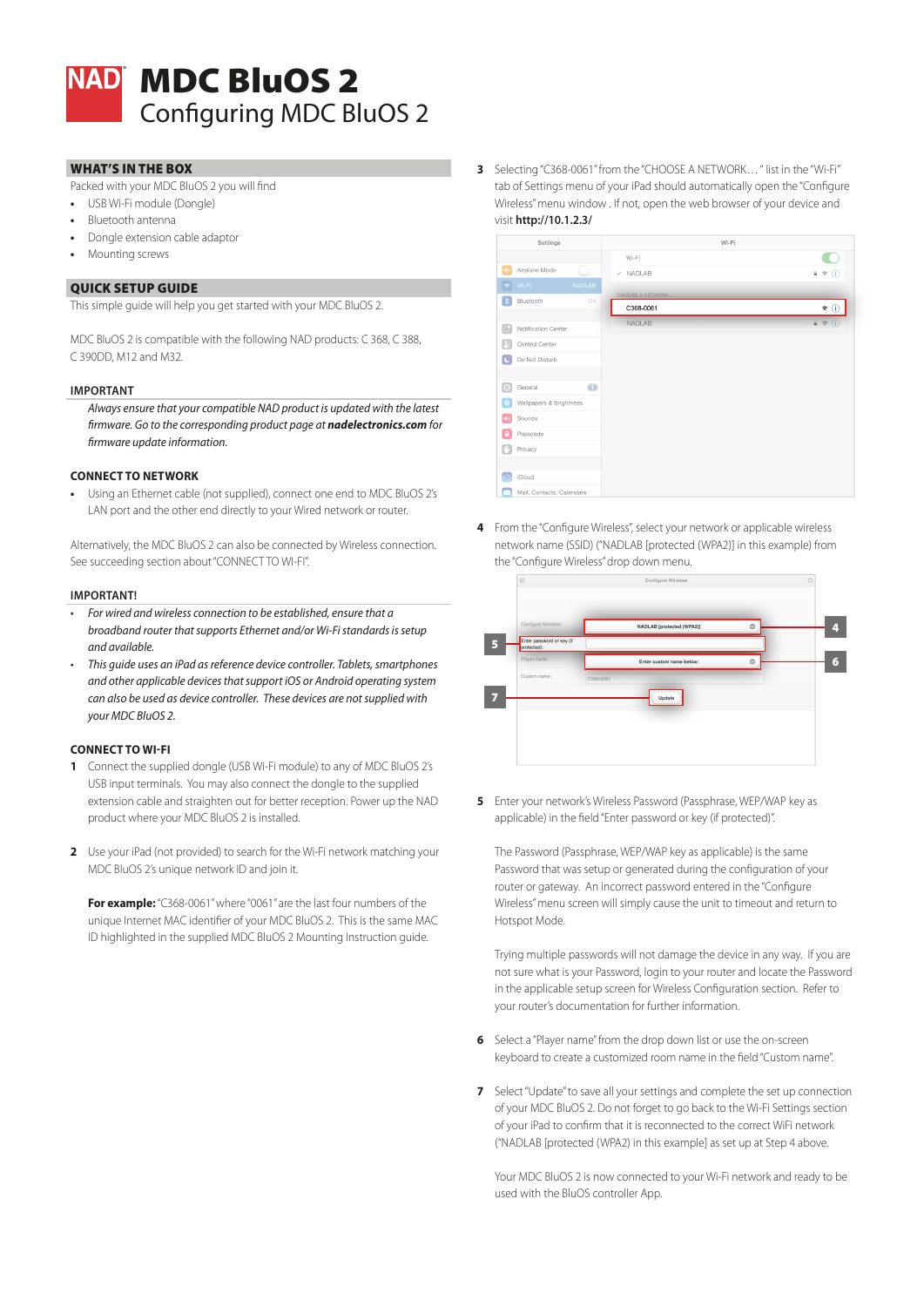# MDC BluOS 2

Configuring MDC BluOS 2

## WHAT'S IN THE BOX

Packed with your MDC BluOS 2 you will find

- USB Wi-Fi module (Dongle)
- Bluetooth antenna
- Dongle extension cable adaptor
- Mounting screws

## QUICK SETUP GUIDE

This simple guide will help you get started with your MDC BluOS 2.

MDC BluOS 2 is compatible with the following NAD products: C 368, C 388, C 390DD, M12 and M32.

### IMPORTANT

*Always ensure that your compatible NAD product is updated with the latest firmware. Go to the corresponding product page at* ***nadelectronics.com*** *for firmware update information.*

### CONNECT TO NETWORK

- Using an Ethernet cable (not supplied), connect one end to MDC BluOS 2's LAN port and the other end directly to your Wired network or router.

Alternatively, the MDC BluOS 2 can also be connected by Wireless connection. See succeeding section about "CONNECT TO WI-FI".

### IMPORTANT!

- *For wired and wireless connection to be established, ensure that a broadband router that supports Ethernet and/or Wi-Fi standards is setup and available.*
- *This guide uses an iPad as reference device controller. Tablets, smartphones and other applicable devices that support iOS or Android operating system can also be used as device controller. These devices are not supplied with your MDC BluOS 2.*

### CONNECT TO WI-FI

1. Connect the supplied dongle (USB Wi-Fi module) to any of MDC BluOS 2's USB input terminals. You may also connect the dongle to the supplied extension cable and straighten out for better reception. Power up the NAD product where your MDC BluOS 2 is installed.

2. Use your iPad (not provided) to search for the Wi-Fi network matching your MDC BluOS 2's unique network ID and join it.

   **For example:** "C368-0061" where "0061" are the last four numbers of the unique Internet MAC identifier of your MDC BluOS 2. This is the same MAC ID highlighted in the supplied MDC BluOS 2 Mounting Instruction guide.

3. Selecting "C368-0061" from the "CHOOSE A NETWORK…" list in the "Wi-Fi" tab of Settings menu of your iPad should automatically open the "Configure Wireless" menu window . If not, open the web browser of your device and visit **http://10.1.2.3/**

4. From the "Configure Wireless", select your network or applicable wireless network name (SSID) ("NADLAB [protected (WPA2)] in this example) from the "Configure Wireless" drop down menu.

5. Enter your network's Wireless Password (Passphrase, WEP/WAP key as applicable) in the field "Enter password or key (if protected)".

   The Password (Passphrase, WEP/WAP key as applicable) is the same Password that was setup or generated during the configuration of your router or gateway. An incorrect password entered in the "Configure Wireless" menu screen will simply cause the unit to timeout and return to Hotspot Mode.

   Trying multiple passwords will not damage the device in any way. If you are not sure what is your Password, login to your router and locate the Password in the applicable setup screen for Wireless Configuration section. Refer to your router's documentation for further information.

6. Select a "Player name" from the drop down list or use the on-screen keyboard to create a customized room name in the field "Custom name".

7. Select "Update" to save all your settings and complete the set up connection of your MDC BluOS 2. Do not forget to go back to the Wi-Fi Settings section of your iPad to confirm that it is reconnected to the correct WiFi network ("NADLAB [protected (WPA2)] in this example] as set up at Step 4 above.

   Your MDC BluOS 2 is now connected to your Wi-Fi network and ready to be used with the BluOS controller App.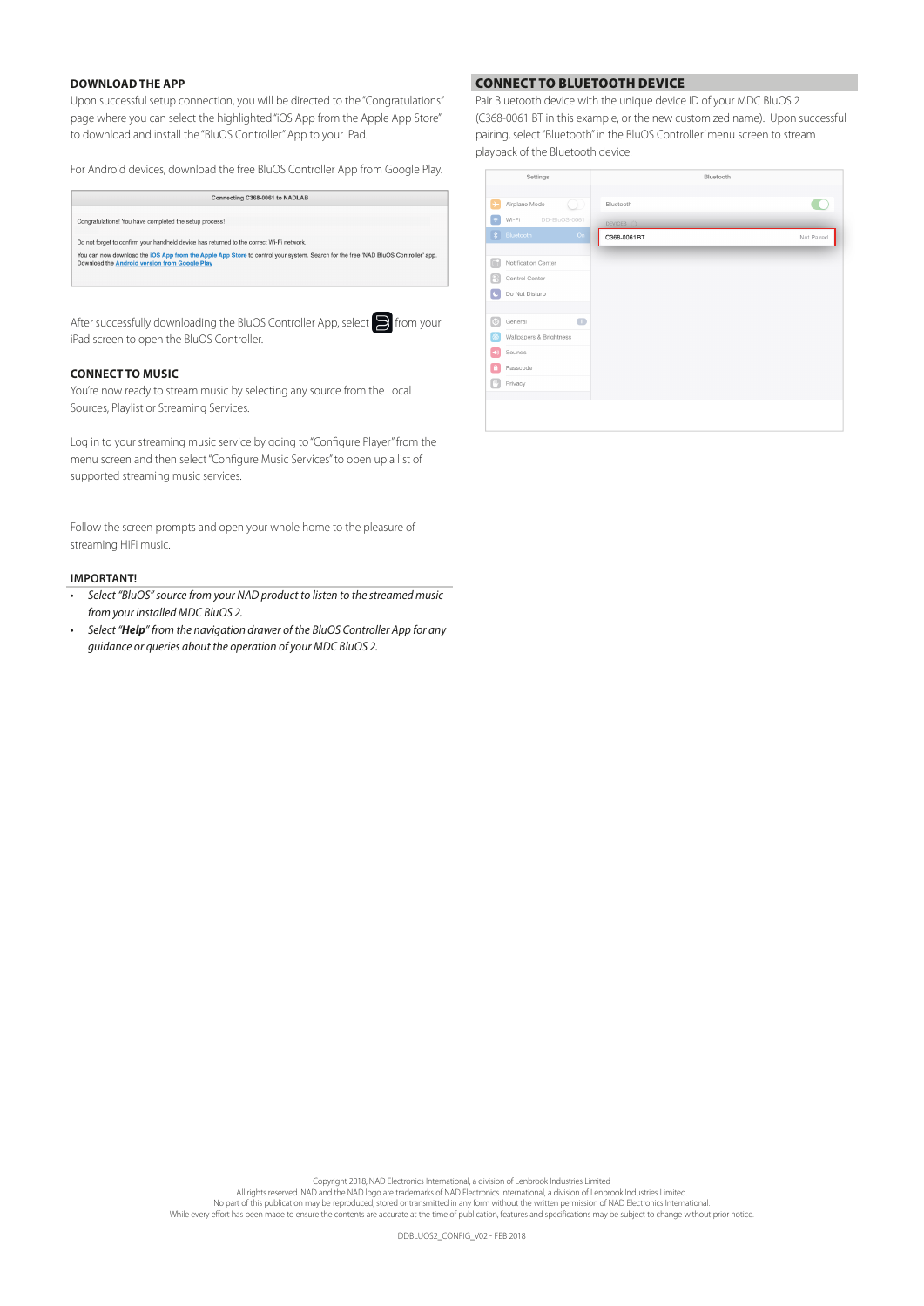## DOWNLOAD THE APP

Upon successful setup connection, you will be directed to the "Congratulations" page where you can select the highlighted "iOS App from the Apple App Store" to download and install the "BluOS Controller" App to your iPad.

For Android devices, download the free BluOS Controller App from Google Play.

Connecting C368-0061 to NADLAB

Congratulations! You have completed the setup process!

Do not forget to confirm your handheld device has returned to the correct Wi-Fi network.

You can now download the iOS App from the Apple App Store to control your system. Search for the free 'NAD BluOS Controller' app. Download the Android version from Google Play

After successfully downloading the BluOS Controller App, select from your iPad screen to open the BluOS Controller.

## CONNECT TO MUSIC

You're now ready to stream music by selecting any source from the Local Sources, Playlist or Streaming Services.

Log in to your streaming music service by going to "Configure Player" from the menu screen and then select "Configure Music Services" to open up a list of supported streaming music services.

Follow the screen prompts and open your whole home to the pleasure of streaming HiFi music.

## IMPORTANT!

- *Select "BluOS" source from your NAD product to listen to the streamed music from your installed MDC BluOS 2.*
- *Select "**Help**" from the navigation drawer of the BluOS Controller App for any guidance or queries about the operation of your MDC BluOS 2.*

## CONNECT TO BLUETOOTH DEVICE

Pair Bluetooth device with the unique device ID of your MDC BluOS 2 (C368-0061 BT in this example, or the new customized name). Upon successful pairing, select "Bluetooth" in the BluOS Controller' menu screen to stream playback of the Bluetooth device.

Settings

Airplane Mode

Wi-Fi DD-BluOS-0061

Bluetooth On

Notification Center

Control Center

Do Not Disturb

General

Wallpapers & Brightness

Sounds

Passcode

Privacy

Bluetooth

Bluetooth

DEVICES

C368-0061BT Not Paired

Copyright 2018, NAD Electronics International, a division of Lenbrook Industries Limited
All rights reserved. NAD and the NAD logo are trademarks of NAD Electronics International, a division of Lenbrook Industries Limited.
No part of this publication may be reproduced, stored or transmitted in any form without the written permission of NAD Electronics International.
While every effort has been made to ensure the contents are accurate at the time of publication, features and specifications may be subject to change without prior notice.

DDBLUOS2_CONFIG_V02 - FEB 2018